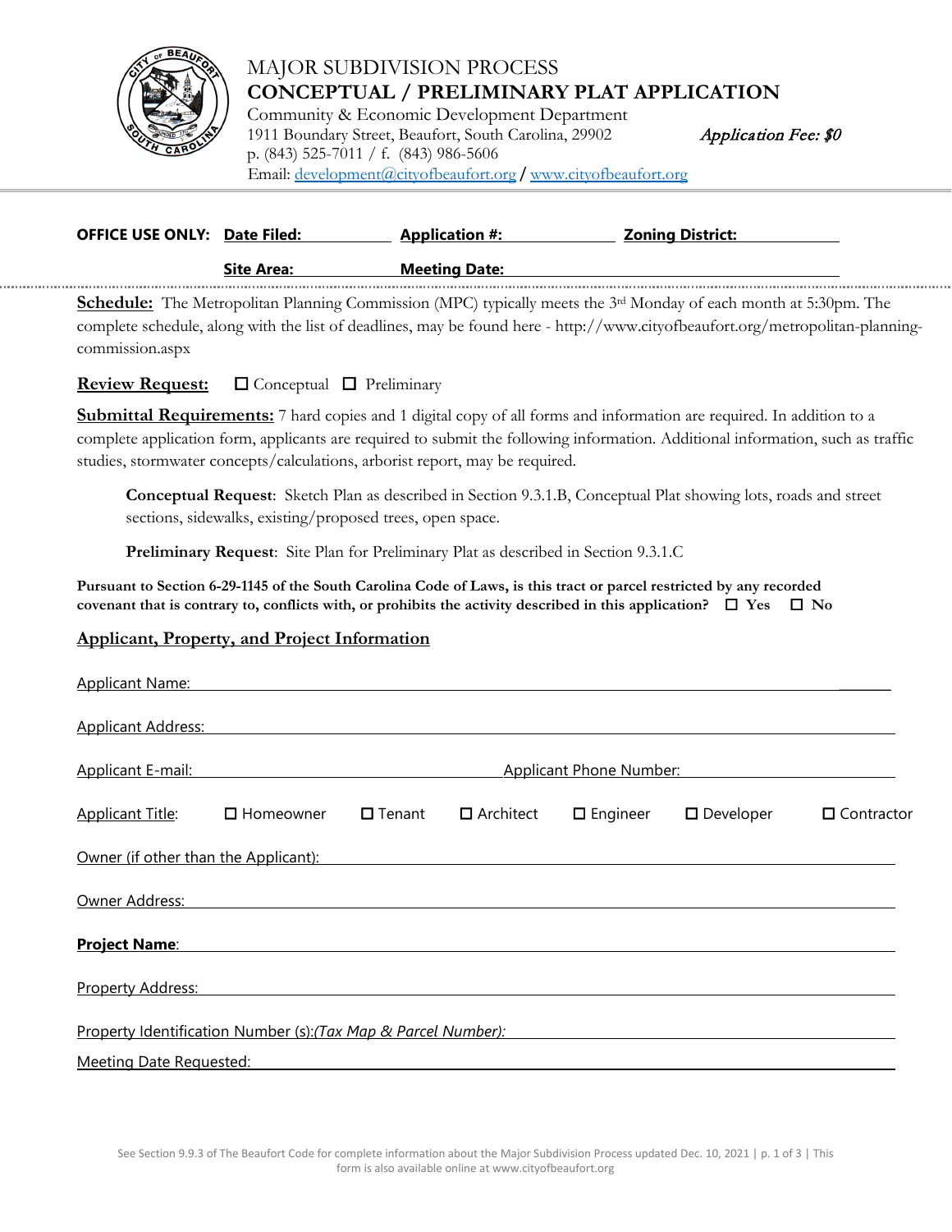# MAJOR SUBDIVISION PROCESS

## CONCEPTUAL / PRELIMINARY PLAT APPLICATION

Community & Economic Development Department
1911 Boundary Street, Beaufort, South Carolina, 29902
p. (843) 525-7011 / f. (843) 986-5606
Email: development@cityofbeaufort.org / www.cityofbeaufort.org

*Application Fee: $0*

**OFFICE USE ONLY:** **Date Filed:** ______ **Application #:** ______ **Zoning District:** ______

**Site Area:** ______ **Meeting Date:** ______

**Schedule:** The Metropolitan Planning Commission (MPC) typically meets the 3rd Monday of each month at 5:30pm. The complete schedule, along with the list of deadlines, may be found here - http://www.cityofbeaufort.org/metropolitan-planning-commission.aspx

**Review Request:** ☐ Conceptual ☐ Preliminary

**Submittal Requirements:** 7 hard copies and 1 digital copy of all forms and information are required. In addition to a complete application form, applicants are required to submit the following information. Additional information, such as traffic studies, stormwater concepts/calculations, arborist report, may be required.

**Conceptual Request**: Sketch Plan as described in Section 9.3.1.B, Conceptual Plat showing lots, roads and street sections, sidewalks, existing/proposed trees, open space.

**Preliminary Request**: Site Plan for Preliminary Plat as described in Section 9.3.1.C

**Pursuant to Section 6-29-1145 of the South Carolina Code of Laws, is this tract or parcel restricted by any recorded covenant that is contrary to, conflicts with, or prohibits the activity described in this application?** ☐ **Yes** ☐ **No**

## Applicant, Property, and Project Information

Applicant Name: ______

Applicant Address: ______

Applicant E-mail: ______ Applicant Phone Number: ______

Applicant Title: ☐ Homeowner ☐ Tenant ☐ Architect ☐ Engineer ☐ Developer ☐ Contractor

Owner (if other than the Applicant): ______

Owner Address: ______

**Project Name**: ______

Property Address: ______

Property Identification Number (s):*(Tax Map & Parcel Number):* ______

Meeting Date Requested: ______

See Section 9.9.3 of The Beaufort Code for complete information about the Major Subdivision Process updated Dec. 10, 2021 | This form is also available online at www.cityofbeaufort.org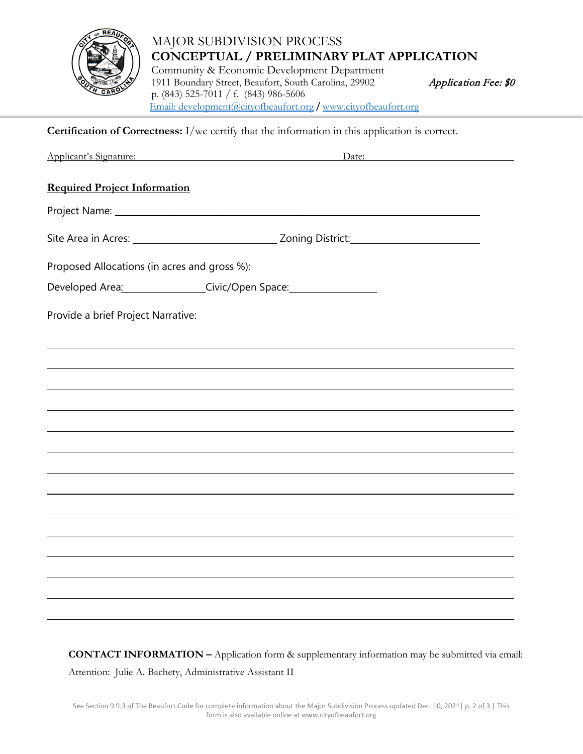# MAJOR SUBDIVISION PROCESS

## CONCEPTUAL / PRELIMINARY PLAT APPLICATION

Community & Economic Development Department
1911 Boundary Street, Beaufort, South Carolina, 29902 *Application Fee: $0*
p. (843) 525-7011 / f. (843) 986-5606
Email: development@cityofbeaufort.org / www.cityofbeaufort.org

**Certification of Correctness:** I/we certify that the information in this application is correct.

Applicant's Signature: ______________________ Date: ______________________

**Required Project Information**

Project Name: ______________________

Site Area in Acres: ______________________ Zoning District: ______________________

Proposed Allocations (in acres and gross %):

Developed Area: ______________ Civic/Open Space: ______________

Provide a brief Project Narrative:

______________________________________________________________________

______________________________________________________________________

______________________________________________________________________

______________________________________________________________________

______________________________________________________________________

______________________________________________________________________

______________________________________________________________________

______________________________________________________________________

______________________________________________________________________

______________________________________________________________________

______________________________________________________________________

______________________________________________________________________

______________________________________________________________________

______________________________________________________________________

**CONTACT INFORMATION –** Application form & supplementary information may be submitted via email:

Attention: Julie A. Bachety, Administrative Assistant II

See Section 9.9.3 of The Beaufort Code for complete information about the Major Subdivision Process updated Dec. 10, 2021 | This form is also available online at www.cityofbeaufort.org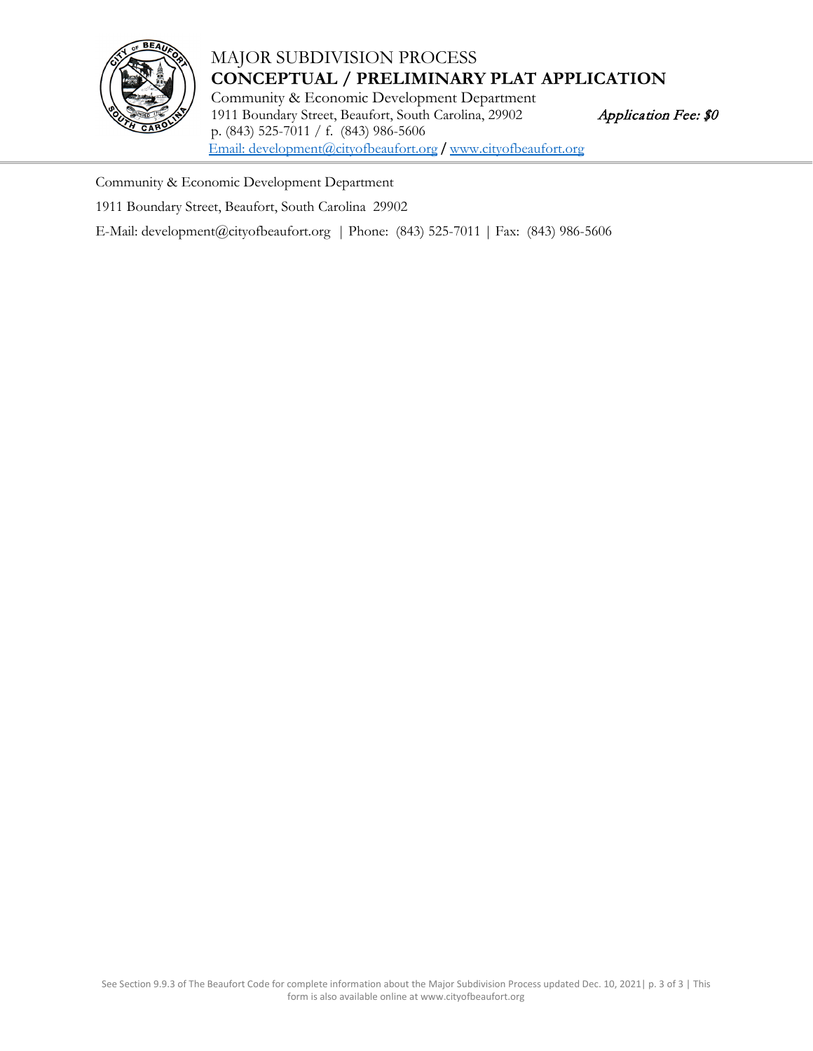# MAJOR SUBDIVISION PROCESS
## CONCEPTUAL / PRELIMINARY PLAT APPLICATION

Community & Economic Development Department
1911 Boundary Street, Beaufort, South Carolina, 29902 *Application Fee: $0*
p. (843) 525-7011 / f. (843) 986-5606
Email: development@cityofbeaufort.org / www.cityofbeaufort.org

Community & Economic Development Department

1911 Boundary Street, Beaufort, South Carolina 29902

E-Mail: development@cityofbeaufort.org | Phone: (843) 525-7011 | Fax: (843) 986-5606

See Section 9.9.3 of The Beaufort Code for complete information about the Major Subdivision Process updated Dec. 10, 2021| This form is also available online at www.cityofbeaufort.org